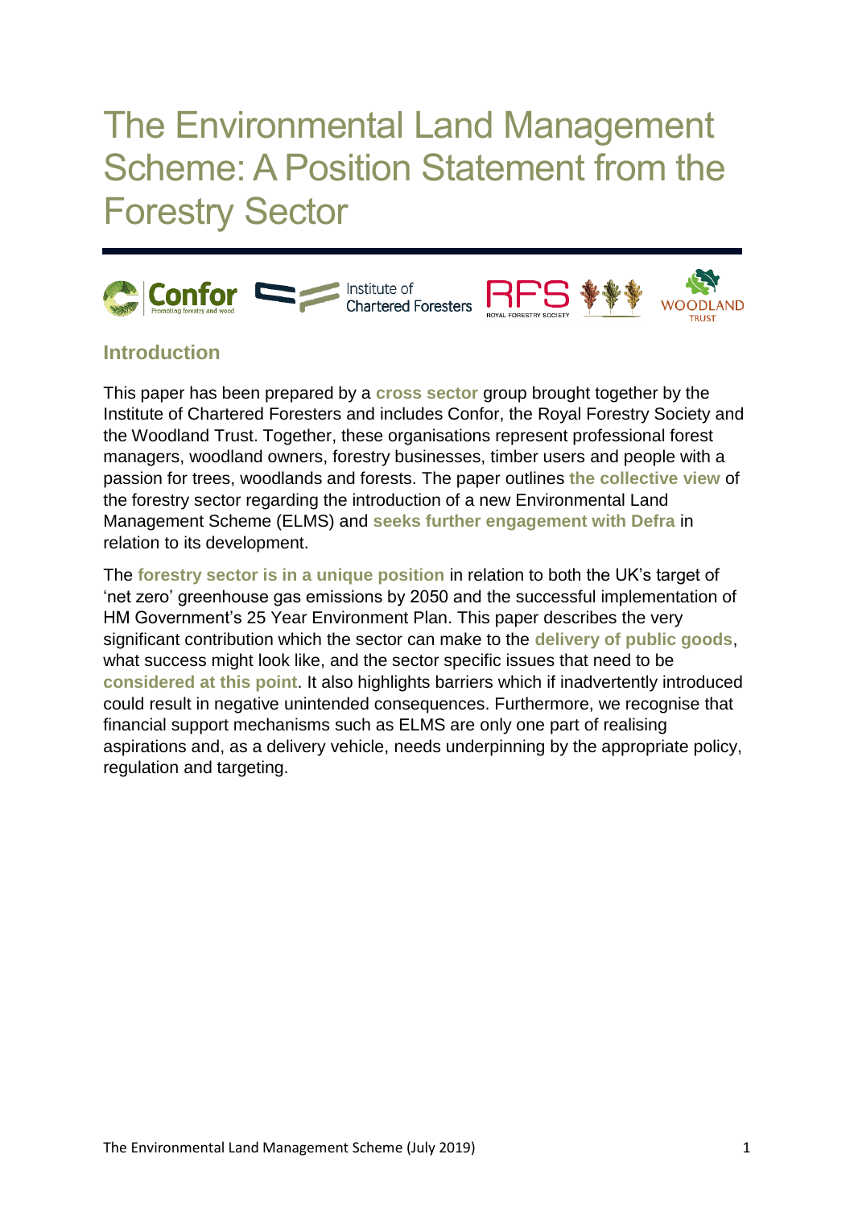# The Environmental Land Management Scheme: A Position Statement from the Forestry Sector

## Introduction

This paper has been prepared by a **cross sector** group brought together by the Institute of Chartered Foresters and includes Confor, the Royal Forestry Society and the Woodland Trust. Together, these organisations represent professional forest managers, woodland owners, forestry businesses, timber users and people with a passion for trees, woodlands and forests. The paper outlines **the collective view** of the forestry sector regarding the introduction of a new Environmental Land Management Scheme (ELMS) and **seeks further engagement with Defra** in relation to its development.

The **forestry sector is in a unique position** in relation to both the UK's target of 'net zero' greenhouse gas emissions by 2050 and the successful implementation of HM Government's 25 Year Environment Plan. This paper describes the very significant contribution which the sector can make to the **delivery of public goods**, what success might look like, and the sector specific issues that need to be **considered at this point**. It also highlights barriers which if inadvertently introduced could result in negative unintended consequences. Furthermore, we recognise that financial support mechanisms such as ELMS are only one part of realising aspirations and, as a delivery vehicle, needs underpinning by the appropriate policy, regulation and targeting.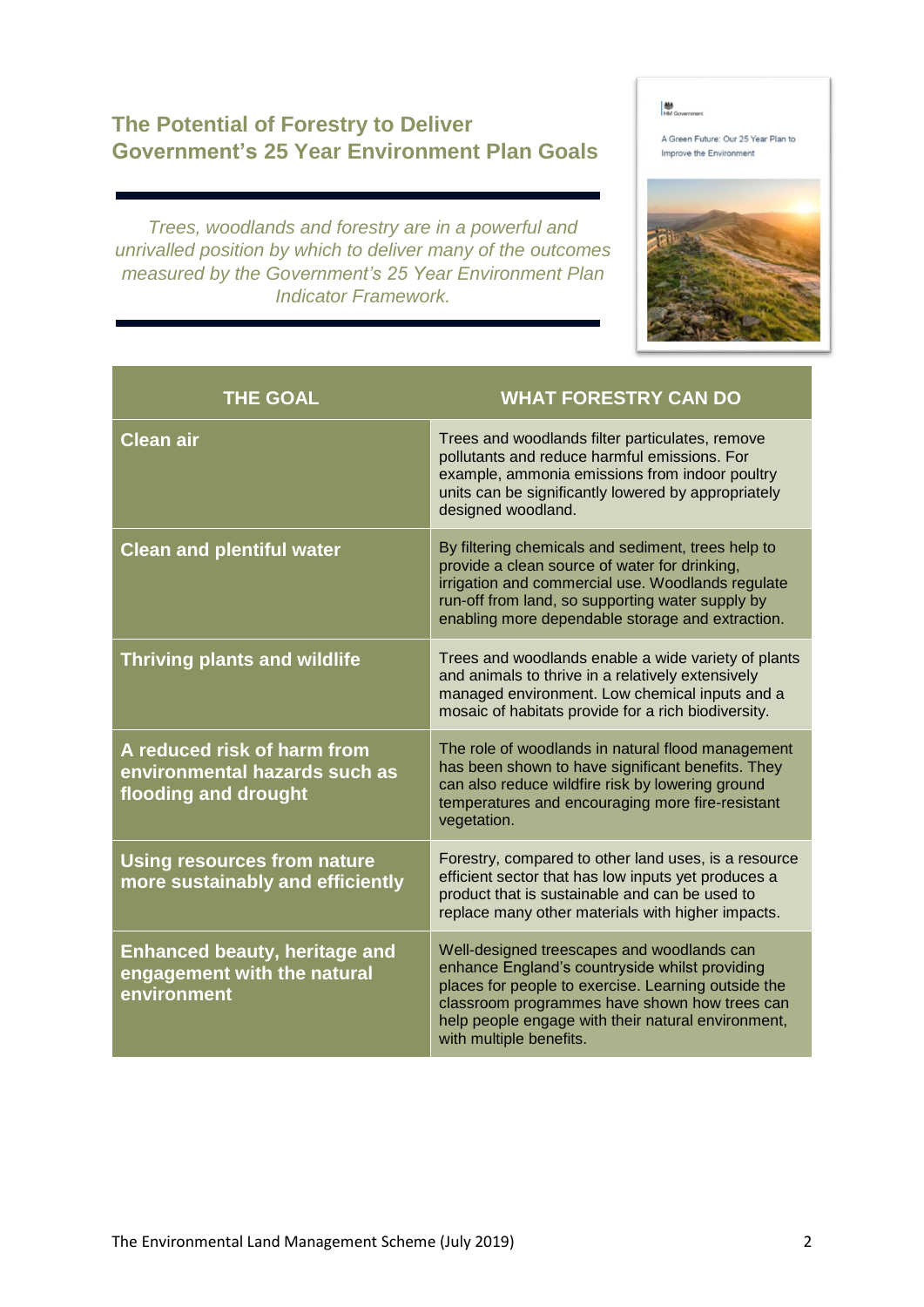## The Potential of Forestry to Deliver Government's 25 Year Environment Plan Goals

*Trees, woodlands and forestry are in a powerful and unrivalled position by which to deliver many of the outcomes measured by the Government's 25 Year Environment Plan Indicator Framework.*

| THE GOAL | WHAT FORESTRY CAN DO |
|---|---|
| **Clean air** | Trees and woodlands filter particulates, remove pollutants and reduce harmful emissions. For example, ammonia emissions from indoor poultry units can be significantly lowered by appropriately designed woodland. |
| **Clean and plentiful water** | By filtering chemicals and sediment, trees help to provide a clean source of water for drinking, irrigation and commercial use. Woodlands regulate run-off from land, so supporting water supply by enabling more dependable storage and extraction. |
| **Thriving plants and wildlife** | Trees and woodlands enable a wide variety of plants and animals to thrive in a relatively extensively managed environment. Low chemical inputs and a mosaic of habitats provide for a rich biodiversity. |
| **A reduced risk of harm from environmental hazards such as flooding and drought** | The role of woodlands in natural flood management has been shown to have significant benefits. They can also reduce wildfire risk by lowering ground temperatures and encouraging more fire-resistant vegetation. |
| **Using resources from nature more sustainably and efficiently** | Forestry, compared to other land uses, is a resource efficient sector that has low inputs yet produces a product that is sustainable and can be used to replace many other materials with higher impacts. |
| **Enhanced beauty, heritage and engagement with the natural environment** | Well-designed treescapes and woodlands can enhance England's countryside whilst providing places for people to exercise. Learning outside the classroom programmes have shown how trees can help people engage with their natural environment, with multiple benefits. |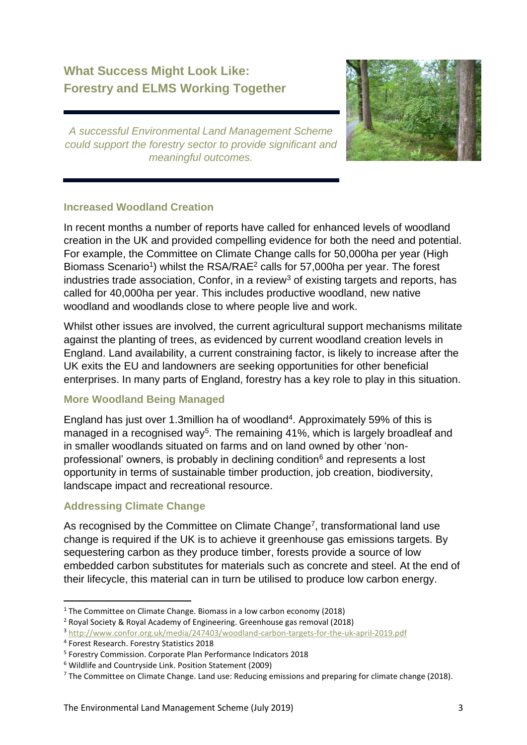## What Success Might Look Like: Forestry and ELMS Working Together

*A successful Environmental Land Management Scheme could support the forestry sector to provide significant and meaningful outcomes.*

### Increased Woodland Creation

In recent months a number of reports have called for enhanced levels of woodland creation in the UK and provided compelling evidence for both the need and potential. For example, the Committee on Climate Change calls for 50,000ha per year (High Biomass Scenario[1]) whilst the RSA/RAE[2] calls for 57,000ha per year. The forest industries trade association, Confor, in a review[3] of existing targets and reports, has called for 40,000ha per year. This includes productive woodland, new native woodland and woodlands close to where people live and work.

Whilst other issues are involved, the current agricultural support mechanisms militate against the planting of trees, as evidenced by current woodland creation levels in England. Land availability, a current constraining factor, is likely to increase after the UK exits the EU and landowners are seeking opportunities for other beneficial enterprises. In many parts of England, forestry has a key role to play in this situation.

### More Woodland Being Managed

England has just over 1.3million ha of woodland[4]. Approximately 59% of this is managed in a recognised way[5]. The remaining 41%, which is largely broadleaf and in smaller woodlands situated on farms and on land owned by other 'non-professional' owners, is probably in declining condition[6] and represents a lost opportunity in terms of sustainable timber production, job creation, biodiversity, landscape impact and recreational resource.

### Addressing Climate Change

As recognised by the Committee on Climate Change[7], transformational land use change is required if the UK is to achieve it greenhouse gas emissions targets. By sequestering carbon as they produce timber, forests provide a source of low embedded carbon substitutes for materials such as concrete and steel. At the end of their lifecycle, this material can in turn be utilised to produce low carbon energy.

---

[1] The Committee on Climate Change. Biomass in a low carbon economy (2018)

[2] Royal Society & Royal Academy of Engineering. Greenhouse gas removal (2018)

[3] http://www.confor.org.uk/media/247403/woodland-carbon-targets-for-the-uk-april-2019.pdf

[4] Forest Research. Forestry Statistics 2018

[5] Forestry Commission. Corporate Plan Performance Indicators 2018

[6] Wildlife and Countryside Link. Position Statement (2009)

[7] The Committee on Climate Change. Land use: Reducing emissions and preparing for climate change (2018).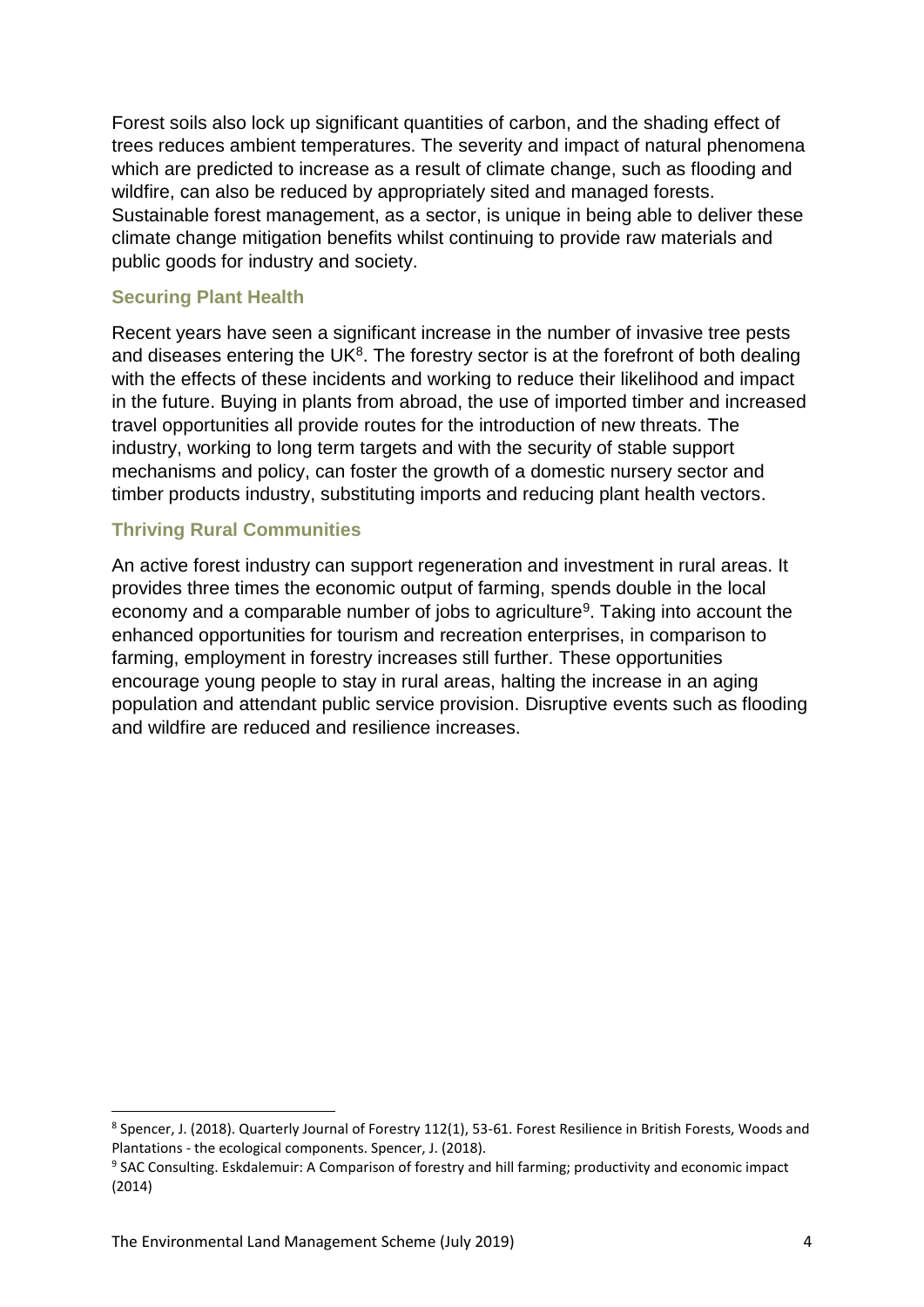Forest soils also lock up significant quantities of carbon, and the shading effect of trees reduces ambient temperatures. The severity and impact of natural phenomena which are predicted to increase as a result of climate change, such as flooding and wildfire, can also be reduced by appropriately sited and managed forests. Sustainable forest management, as a sector, is unique in being able to deliver these climate change mitigation benefits whilst continuing to provide raw materials and public goods for industry and society.

### Securing Plant Health

Recent years have seen a significant increase in the number of invasive tree pests and diseases entering the UK[8]. The forestry sector is at the forefront of both dealing with the effects of these incidents and working to reduce their likelihood and impact in the future. Buying in plants from abroad, the use of imported timber and increased travel opportunities all provide routes for the introduction of new threats. The industry, working to long term targets and with the security of stable support mechanisms and policy, can foster the growth of a domestic nursery sector and timber products industry, substituting imports and reducing plant health vectors.

### Thriving Rural Communities

An active forest industry can support regeneration and investment in rural areas. It provides three times the economic output of farming, spends double in the local economy and a comparable number of jobs to agriculture[9]. Taking into account the enhanced opportunities for tourism and recreation enterprises, in comparison to farming, employment in forestry increases still further. These opportunities encourage young people to stay in rural areas, halting the increase in an aging population and attendant public service provision. Disruptive events such as flooding and wildfire are reduced and resilience increases.

---

[8] Spencer, J. (2018). Quarterly Journal of Forestry 112(1), 53-61. Forest Resilience in British Forests, Woods and Plantations - the ecological components. Spencer, J. (2018).

[9] SAC Consulting. Eskdalemuir: A Comparison of forestry and hill farming; productivity and economic impact (2014)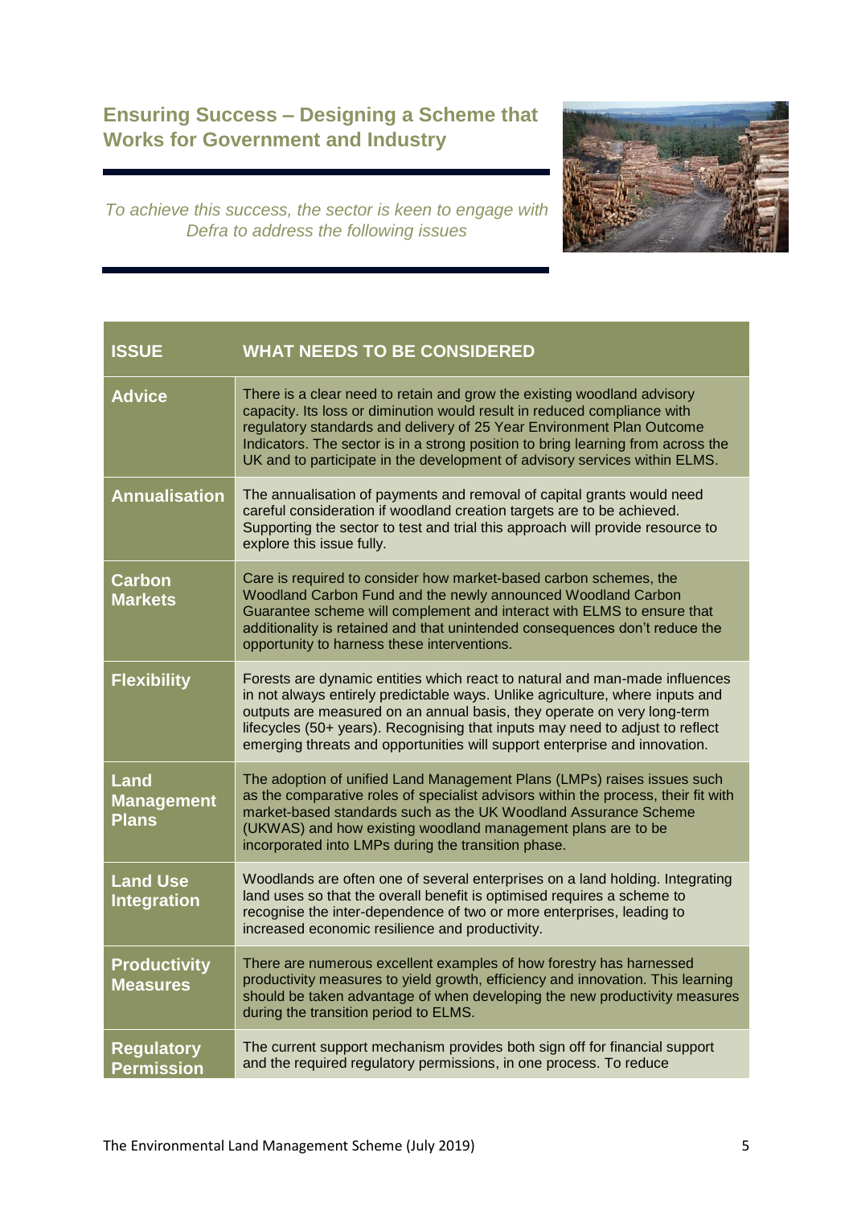## Ensuring Success – Designing a Scheme that Works for Government and Industry

*To achieve this success, the sector is keen to engage with Defra to address the following issues*

| ISSUE | WHAT NEEDS TO BE CONSIDERED |
|---|---|
| **Advice** | There is a clear need to retain and grow the existing woodland advisory capacity. Its loss or diminution would result in reduced compliance with regulatory standards and delivery of 25 Year Environment Plan Outcome Indicators. The sector is in a strong position to bring learning from across the UK and to participate in the development of advisory services within ELMS. |
| **Annualisation** | The annualisation of payments and removal of capital grants would need careful consideration if woodland creation targets are to be achieved. Supporting the sector to test and trial this approach will provide resource to explore this issue fully. |
| **Carbon Markets** | Care is required to consider how market-based carbon schemes, the Woodland Carbon Fund and the newly announced Woodland Carbon Guarantee scheme will complement and interact with ELMS to ensure that additionality is retained and that unintended consequences don't reduce the opportunity to harness these interventions. |
| **Flexibility** | Forests are dynamic entities which react to natural and man-made influences in not always entirely predictable ways. Unlike agriculture, where inputs and outputs are measured on an annual basis, they operate on very long-term lifecycles (50+ years). Recognising that inputs may need to adjust to reflect emerging threats and opportunities will support enterprise and innovation. |
| **Land Management Plans** | The adoption of unified Land Management Plans (LMPs) raises issues such as the comparative roles of specialist advisors within the process, their fit with market-based standards such as the UK Woodland Assurance Scheme (UKWAS) and how existing woodland management plans are to be incorporated into LMPs during the transition phase. |
| **Land Use Integration** | Woodlands are often one of several enterprises on a land holding. Integrating land uses so that the overall benefit is optimised requires a scheme to recognise the inter-dependence of two or more enterprises, leading to increased economic resilience and productivity. |
| **Productivity Measures** | There are numerous excellent examples of how forestry has harnessed productivity measures to yield growth, efficiency and innovation. This learning should be taken advantage of when developing the new productivity measures during the transition period to ELMS. |
| **Regulatory Permission** | The current support mechanism provides both sign off for financial support and the required regulatory permissions, in one process. To reduce |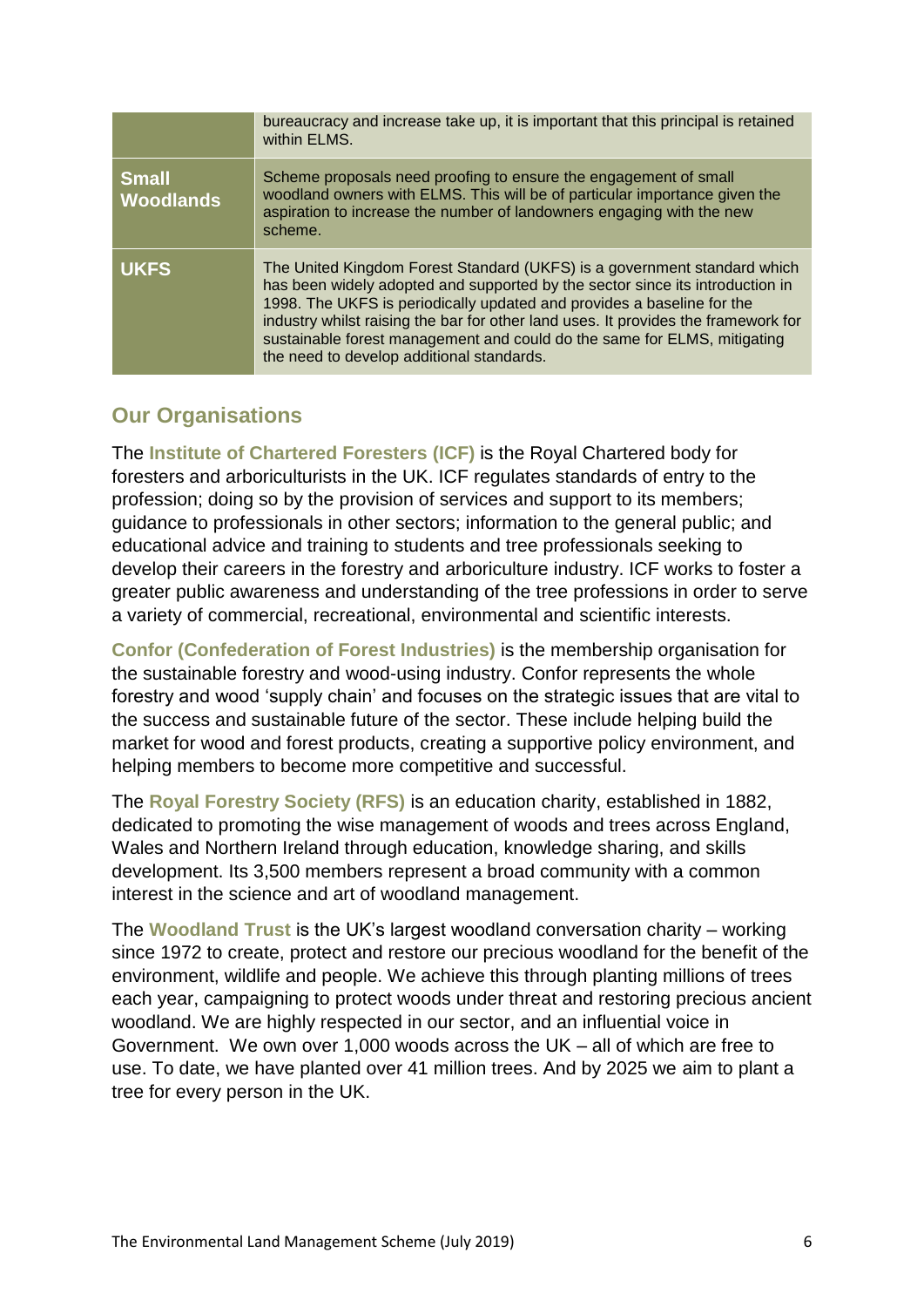| | |
|---|---|
| | bureaucracy and increase take up, it is important that this principal is retained within ELMS. |
| **Small Woodlands** | Scheme proposals need proofing to ensure the engagement of small woodland owners with ELMS. This will be of particular importance given the aspiration to increase the number of landowners engaging with the new scheme. |
| **UKFS** | The United Kingdom Forest Standard (UKFS) is a government standard which has been widely adopted and supported by the sector since its introduction in 1998. The UKFS is periodically updated and provides a baseline for the industry whilst raising the bar for other land uses. It provides the framework for sustainable forest management and could do the same for ELMS, mitigating the need to develop additional standards. |

## Our Organisations

The **Institute of Chartered Foresters (ICF)** is the Royal Chartered body for foresters and arboriculturists in the UK. ICF regulates standards of entry to the profession; doing so by the provision of services and support to its members; guidance to professionals in other sectors; information to the general public; and educational advice and training to students and tree professionals seeking to develop their careers in the forestry and arboriculture industry. ICF works to foster a greater public awareness and understanding of the tree professions in order to serve a variety of commercial, recreational, environmental and scientific interests.

**Confor (Confederation of Forest Industries)** is the membership organisation for the sustainable forestry and wood-using industry. Confor represents the whole forestry and wood 'supply chain' and focuses on the strategic issues that are vital to the success and sustainable future of the sector. These include helping build the market for wood and forest products, creating a supportive policy environment, and helping members to become more competitive and successful.

The **Royal Forestry Society (RFS)** is an education charity, established in 1882, dedicated to promoting the wise management of woods and trees across England, Wales and Northern Ireland through education, knowledge sharing, and skills development. Its 3,500 members represent a broad community with a common interest in the science and art of woodland management.

The **Woodland Trust** is the UK's largest woodland conversation charity – working since 1972 to create, protect and restore our precious woodland for the benefit of the environment, wildlife and people. We achieve this through planting millions of trees each year, campaigning to protect woods under threat and restoring precious ancient woodland. We are highly respected in our sector, and an influential voice in Government. We own over 1,000 woods across the UK – all of which are free to use. To date, we have planted over 41 million trees. And by 2025 we aim to plant a tree for every person in the UK.